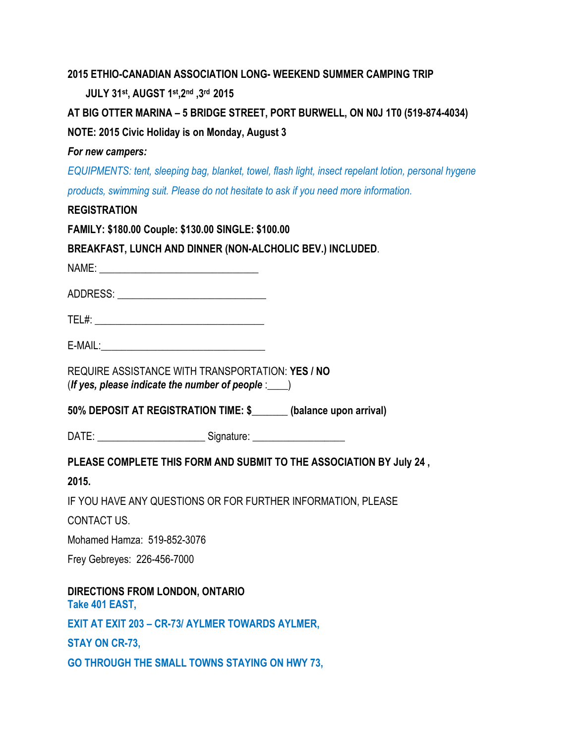**2015 ETHIO-CANADIAN ASSOCIATION LONG- WEEKEND SUMMER CAMPING TRIP**

**JULY 31st, AUGST 1st,2nd ,3rd 2015**

**AT BIG OTTER MARINA – 5 BRIDGE STREET, PORT BURWELL, ON N0J 1T0 (519-874-4034)**

**NOTE: 2015 Civic Holiday is on Monday, August 3**

***For new campers:***

*EQUIPMENTS: tent, sleeping bag, blanket, towel, flash light, insect repelant lotion, personal hygene products, swimming suit. Please do not hesitate to ask if you need more information.*

**REGISTRATION**

**FAMILY: $180.00 Couple: $130.00 SINGLE: $100.00**

**BREAKFAST, LUNCH AND DINNER (NON-ALCHOLIC BEV.) INCLUDED**.

NAME: ______________________________

ADDRESS: ____________________________

TEL#: ________________________________

E-MAIL:_______________________________

REQUIRE ASSISTANCE WITH TRANSPORTATION: **YES / NO**
(***If yes, please indicate the number of people*** :____)

**50% DEPOSIT AT REGISTRATION TIME: $_______ (balance upon arrival)**

DATE: ____________________ Signature: _________________

**PLEASE COMPLETE THIS FORM AND SUBMIT TO THE ASSOCIATION BY July 24 , 2015.**

IF YOU HAVE ANY QUESTIONS OR FOR FURTHER INFORMATION, PLEASE CONTACT US.

Mohamed Hamza: 519-852-3076

Frey Gebreyes: 226-456-7000

**DIRECTIONS FROM LONDON, ONTARIO**

**Take 401 EAST,**

**EXIT AT EXIT 203 – CR-73/ AYLMER TOWARDS AYLMER,**

**STAY ON CR-73,**

**GO THROUGH THE SMALL TOWNS STAYING ON HWY 73,**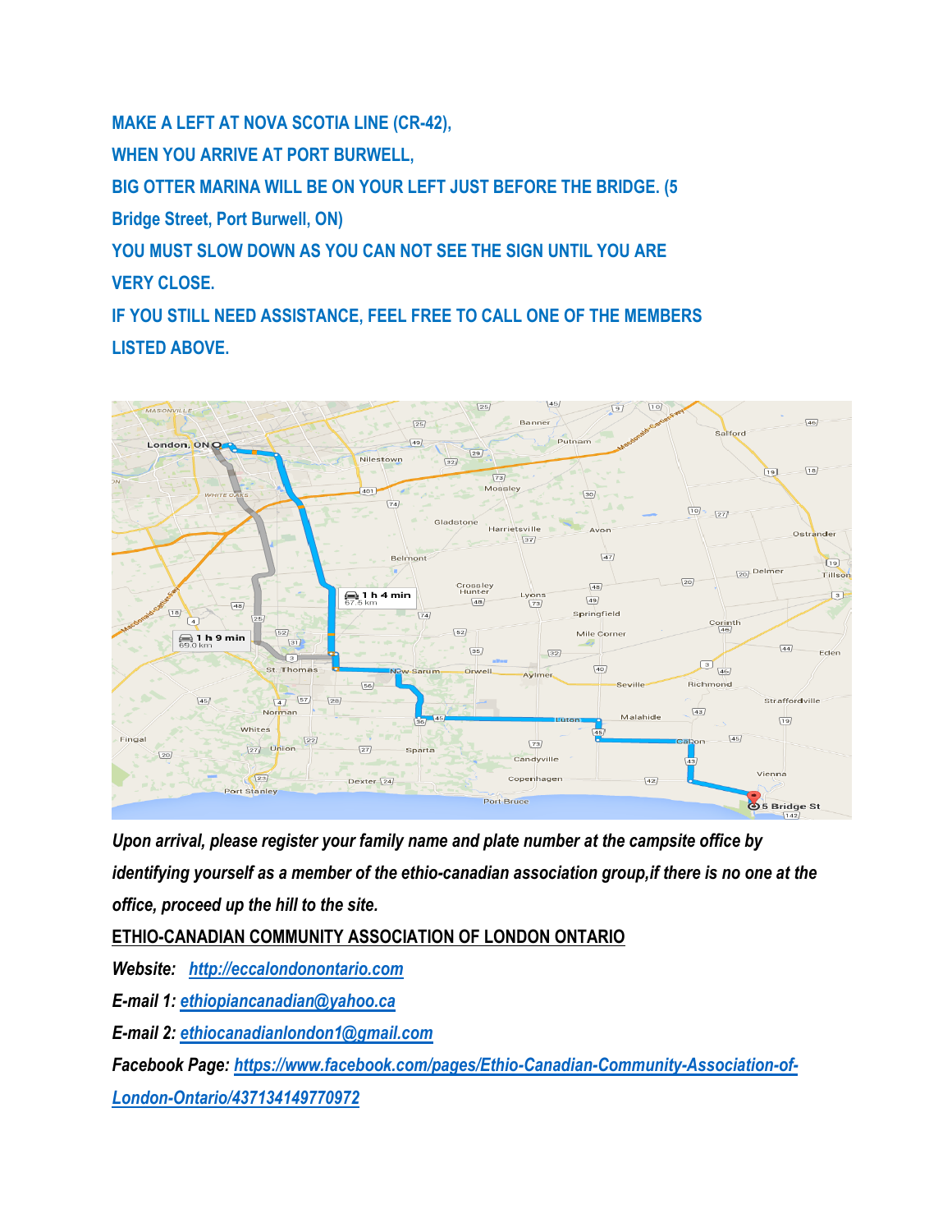MAKE A LEFT AT NOVA SCOTIA LINE (CR-42),

WHEN YOU ARRIVE AT PORT BURWELL,

BIG OTTER MARINA WILL BE ON YOUR LEFT JUST BEFORE THE BRIDGE. (5 Bridge Street, Port Burwell, ON)

YOU MUST SLOW DOWN AS YOU CAN NOT SEE THE SIGN UNTIL YOU ARE VERY CLOSE.

IF YOU STILL NEED ASSISTANCE, FEEL FREE TO CALL ONE OF THE MEMBERS LISTED ABOVE.

*Upon arrival, please register your family name and plate number at the campsite office by identifying yourself as a member of the ethio-canadian association group,if there is no one at the office, proceed up the hill to the site.*

**ETHIO-CANADIAN COMMUNITY ASSOCIATION OF LONDON ONTARIO**

*Website:* [http://eccalondonontario.com](http://eccalondonontario.com)

*E-mail 1:* [ethiopiancanadian@yahoo.ca](mailto:ethiopiancanadian@yahoo.ca)

*E-mail 2:* [ethiocanadianlondon1@gmail.com](mailto:ethiocanadianlondon1@gmail.com)

*Facebook Page:* [https://www.facebook.com/pages/Ethio-Canadian-Community-Association-of-London-Ontario/437134149770972](https://www.facebook.com/pages/Ethio-Canadian-Community-Association-of-London-Ontario/437134149770972)